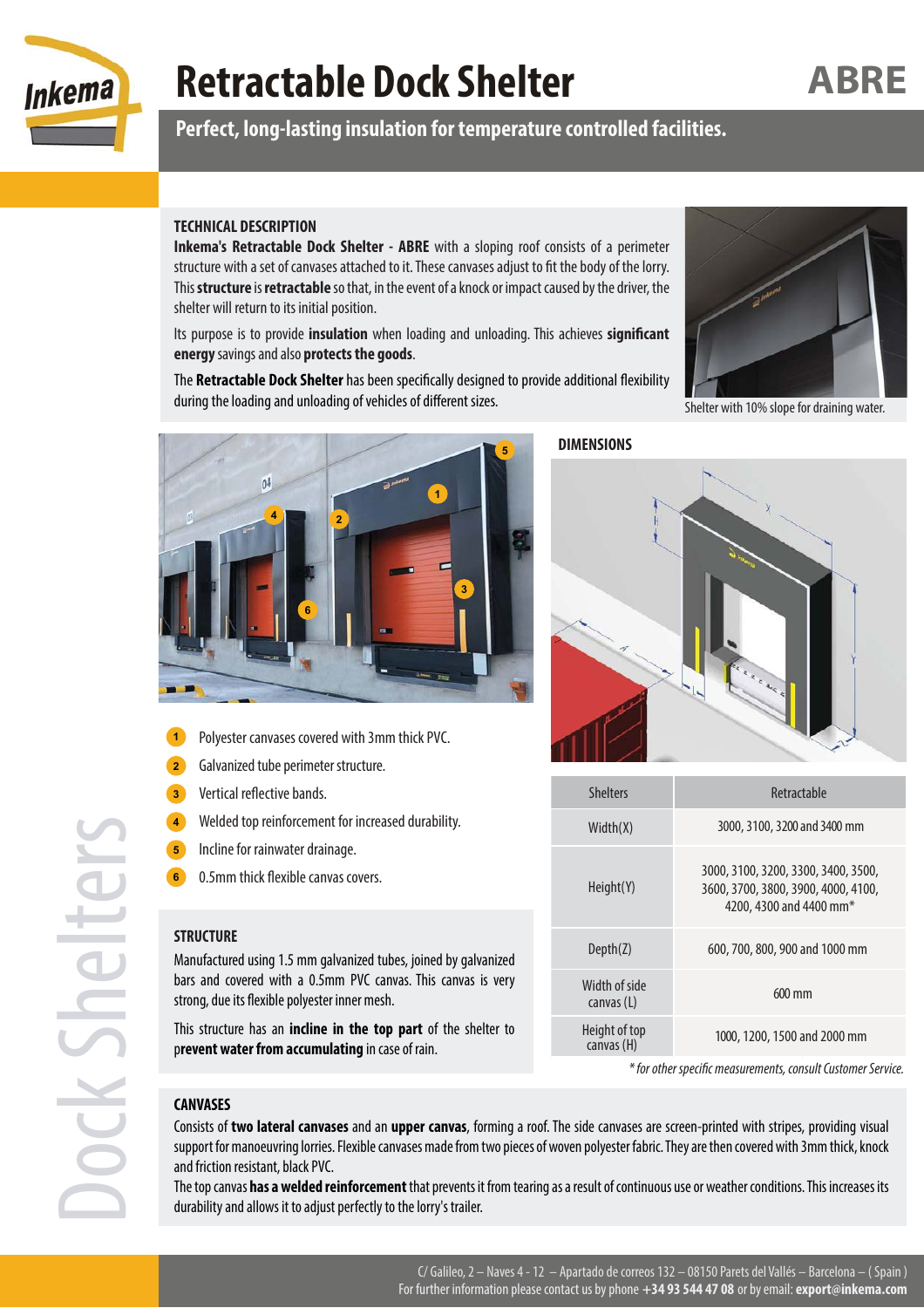# Retractable Dock Shelter

**ABRE**

**Perfect, long-lasting insulation for temperature controlled facilities.**

## TECHNICAL DESCRIPTION

**Inkema's Retractable Dock Shelter - ABRE** with a sloping roof consists of a perimeter structure with a set of canvases attached to it. These canvases adjust to fit the body of the lorry. This **structure** is **retractable** so that, in the event of a knock or impact caused by the driver, the shelter will return to its initial position.

Its purpose is to provide **insulation** when loading and unloading. This achieves **significant energy** savings and also **protects the goods**.

The **Retractable Dock Shelter** has been specifically designed to provide additional flexibility during the loading and unloading of vehicles of different sizes.

Shelter with 10% slope for draining water.

1. Polyester canvases covered with 3mm thick PVC.
2. Galvanized tube perimeter structure.
3. Vertical reflective bands.
4. Welded top reinforcement for increased durability.
5. Incline for rainwater drainage.
6. 0.5mm thick flexible canvas covers.

## STRUCTURE

Manufactured using 1.5 mm galvanized tubes, joined by galvanized bars and covered with a 0.5mm PVC canvas. This canvas is very strong, due its flexible polyester inner mesh.

This structure has an **incline in the top part** of the shelter to **prevent water from accumulating** in case of rain.

## DIMENSIONS

| Shelters | Retractable |
|---|---|
| Width(X) | 3000, 3100, 3200 and 3400 mm |
| Height(Y) | 3000, 3100, 3200, 3300, 3400, 3500, 3600, 3700, 3800, 3900, 4000, 4100, 4200, 4300 and 4400 mm* |
| Depth(Z) | 600, 700, 800, 900 and 1000 mm |
| Width of side canvas (L) | 600 mm |
| Height of top canvas (H) | 1000, 1200, 1500 and 2000 mm |

*\* for other specific measurements, consult Customer Service.*

## CANVASES

Consists of **two lateral canvases** and an **upper canvas**, forming a roof. The side canvases are screen-printed with stripes, providing visual support for manoeuvring lorries. Flexible canvases made from two pieces of woven polyester fabric. They are then covered with 3mm thick, knock and friction resistant, black PVC.

The top canvas **has a welded reinforcement** that prevents it from tearing as a result of continuous use or weather conditions. This increases its durability and allows it to adjust perfectly to the lorry's trailer.

C/ Galileo, 2 – Naves 4 - 12 – Apartado de correos 132 – 08150 Parets del Vallés – Barcelona – ( Spain )
For further information please contact us by phone **+34 93 544 47 08** or by email: **export@inkema.com**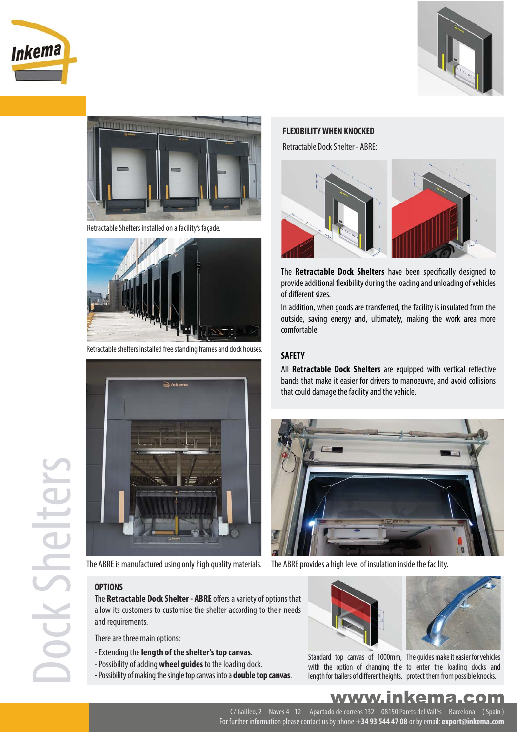Retractable Shelters installed on a facility's façade.

Retractable shelters installed free standing frames and dock houses.

The ABRE is manufactured using only high quality materials.

## FLEXIBILITY WHEN KNOCKED

Retractable Dock Shelter - ABRE:

The **Retractable Dock Shelters** have been specifically designed to provide additional flexibility during the loading and unloading of vehicles of different sizes.

In addition, when goods are transferred, the facility is insulated from the outside, saving energy and, ultimately, making the work area more comfortable.

## SAFETY

All **Retractable Dock Shelters** are equipped with vertical reflective bands that make it easier for drivers to manoeuvre, and avoid collisions that could damage the facility and the vehicle.

The ABRE provides a high level of insulation inside the facility.

## OPTIONS

The **Retractable Dock Shelter - ABRE** offers a variety of options that allow its customers to customise the shelter according to their needs and requirements.

There are three main options:

- Extending the **length of the shelter's top canvas**.
- Possibility of adding **wheel guides** to the loading dock.
- Possibility of making the single top canvas into a **double top canvas**.

Standard top canvas of 1000mm, with the option of changing the length for trailers of different heights.

The guides make it easier for vehicles to enter the loading docks and protect them from possible knocks.

Dock Shelters

www.inkema.com

C/ Galileo, 2 – Naves 4 - 12 – Apartado de correos 132 – 08150 Parets del Vallés – Barcelona – ( Spain )
For further information please contact us by phone **+34 93 544 47 08** or by email: **export@inkema.com**